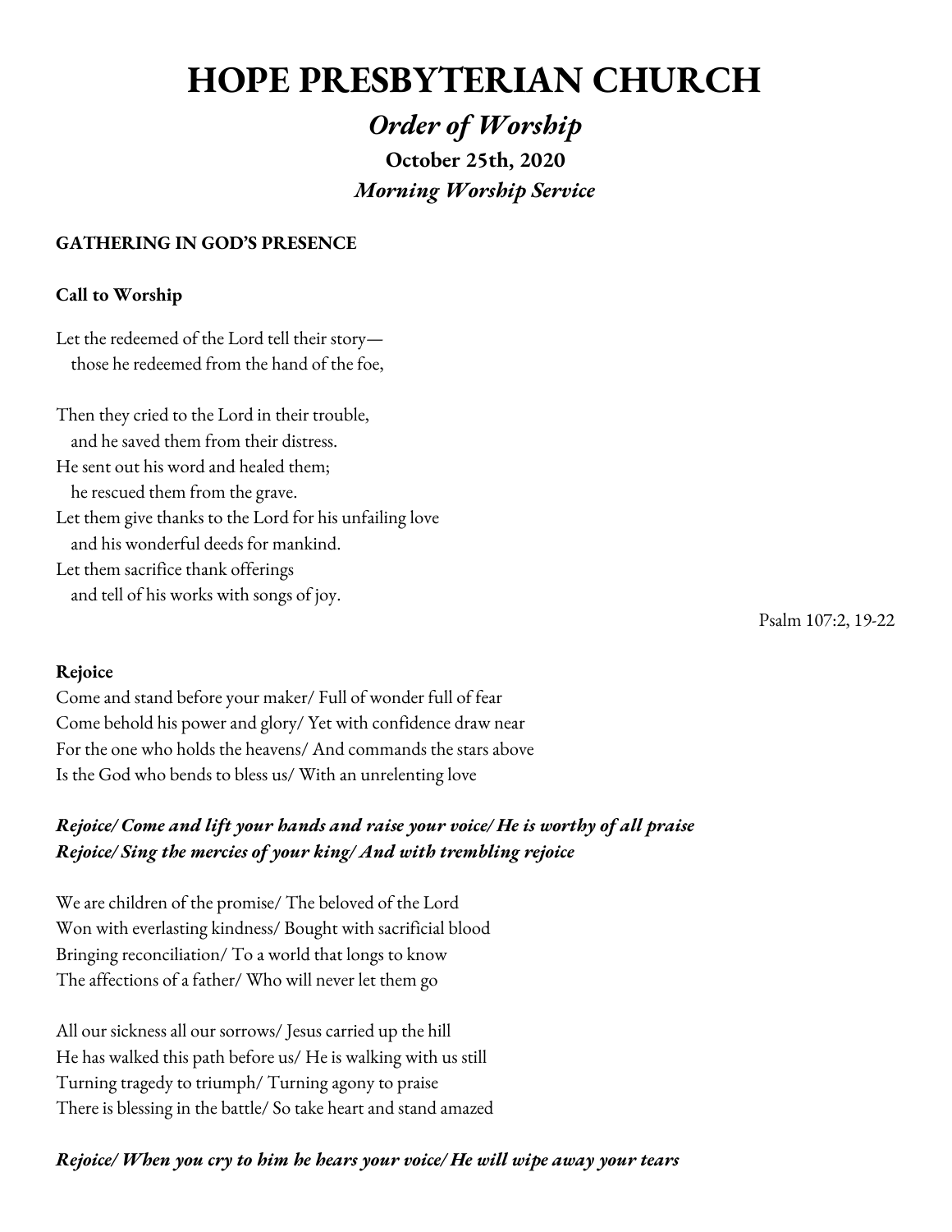# HOPE PRESBYTERIAN CHURCH

## *Order of Worship*

**October 25th, 2020**

***Morning Worship Service***

**GATHERING IN GOD'S PRESENCE**

**Call to Worship**

Let the redeemed of the Lord tell their story—
   those he redeemed from the hand of the foe,

Then they cried to the Lord in their trouble,
   and he saved them from their distress.
He sent out his word and healed them;
   he rescued them from the grave.
Let them give thanks to the Lord for his unfailing love
   and his wonderful deeds for mankind.
Let them sacrifice thank offerings
   and tell of his works with songs of joy.

Psalm 107:2, 19-22

**Rejoice**

Come and stand before your maker/ Full of wonder full of fear
Come behold his power and glory/ Yet with confidence draw near
For the one who holds the heavens/ And commands the stars above
Is the God who bends to bless us/ With an unrelenting love

***Rejoice/ Come and lift your hands and raise your voice/ He is worthy of all praise***
***Rejoice/ Sing the mercies of your king/ And with trembling rejoice***

We are children of the promise/ The beloved of the Lord
Won with everlasting kindness/ Bought with sacrificial blood
Bringing reconciliation/ To a world that longs to know
The affections of a father/ Who will never let them go

All our sickness all our sorrows/ Jesus carried up the hill
He has walked this path before us/ He is walking with us still
Turning tragedy to triumph/ Turning agony to praise
There is blessing in the battle/ So take heart and stand amazed

***Rejoice/ When you cry to him he hears your voice/ He will wipe away your tears***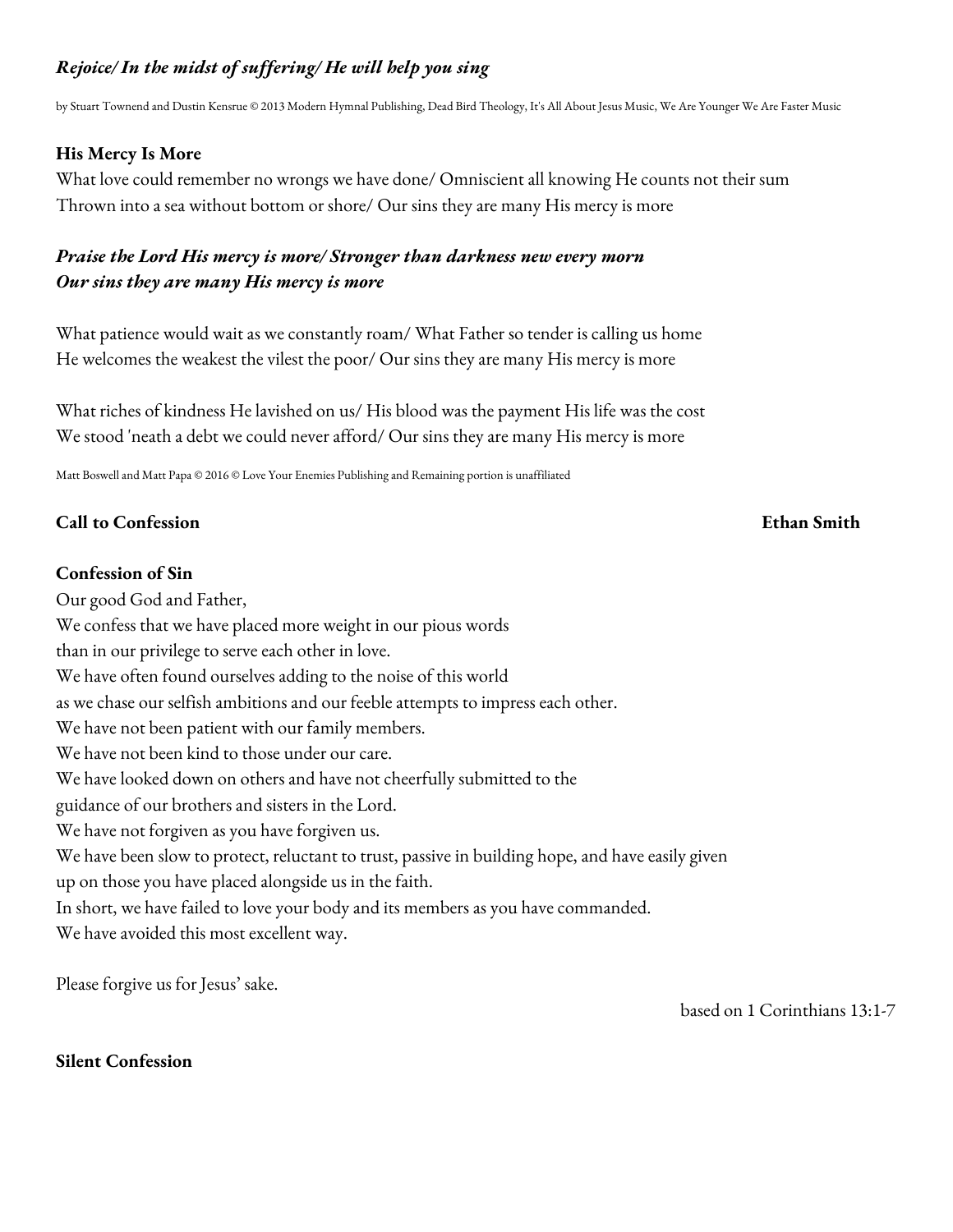***Rejoice/ In the midst of suffering/ He will help you sing***

by Stuart Townend and Dustin Kensrue © 2013 Modern Hymnal Publishing, Dead Bird Theology, It's All About Jesus Music, We Are Younger We Are Faster Music

**His Mercy Is More**

What love could remember no wrongs we have done/ Omniscient all knowing He counts not their sum
Thrown into a sea without bottom or shore/ Our sins they are many His mercy is more

***Praise the Lord His mercy is more/ Stronger than darkness new every morn***
***Our sins they are many His mercy is more***

What patience would wait as we constantly roam/ What Father so tender is calling us home
He welcomes the weakest the vilest the poor/ Our sins they are many His mercy is more

What riches of kindness He lavished on us/ His blood was the payment His life was the cost
We stood 'neath a debt we could never afford/ Our sins they are many His mercy is more

Matt Boswell and Matt Papa © 2016 © Love Your Enemies Publishing and Remaining portion is unaffiliated

**Call to Confession** **Ethan Smith**

**Confession of Sin**

Our good God and Father,
We confess that we have placed more weight in our pious words
than in our privilege to serve each other in love.
We have often found ourselves adding to the noise of this world
as we chase our selfish ambitions and our feeble attempts to impress each other.
We have not been patient with our family members.
We have not been kind to those under our care.
We have looked down on others and have not cheerfully submitted to the
guidance of our brothers and sisters in the Lord.
We have not forgiven as you have forgiven us.
We have been slow to protect, reluctant to trust, passive in building hope, and have easily given
up on those you have placed alongside us in the faith.
In short, we have failed to love your body and its members as you have commanded.
We have avoided this most excellent way.

Please forgive us for Jesus' sake.

based on 1 Corinthians 13:1-7

**Silent Confession**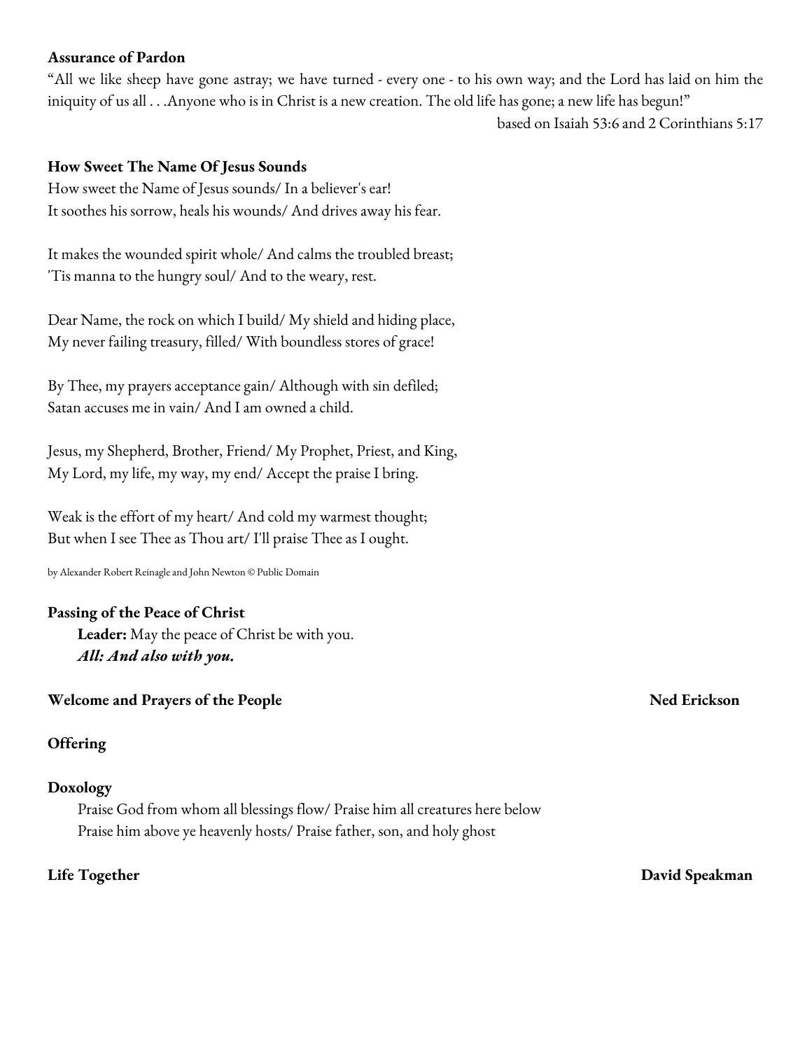**Assurance of Pardon**

"All we like sheep have gone astray; we have turned - every one - to his own way; and the Lord has laid on him the iniquity of us all . . .Anyone who is in Christ is a new creation. The old life has gone; a new life has begun!"

based on Isaiah 53:6 and 2 Corinthians 5:17

**How Sweet The Name Of Jesus Sounds**

How sweet the Name of Jesus sounds/ In a believer's ear!
It soothes his sorrow, heals his wounds/ And drives away his fear.

It makes the wounded spirit whole/ And calms the troubled breast;
'Tis manna to the hungry soul/ And to the weary, rest.

Dear Name, the rock on which I build/ My shield and hiding place,
My never failing treasury, filled/ With boundless stores of grace!

By Thee, my prayers acceptance gain/ Although with sin defiled;
Satan accuses me in vain/ And I am owned a child.

Jesus, my Shepherd, Brother, Friend/ My Prophet, Priest, and King,
My Lord, my life, my way, my end/ Accept the praise I bring.

Weak is the effort of my heart/ And cold my warmest thought;
But when I see Thee as Thou art/ I'll praise Thee as I ought.

by Alexander Robert Reinagle and John Newton © Public Domain

**Passing of the Peace of Christ**

**Leader:** May the peace of Christ be with you.
***All: And also with you.***

**Welcome and Prayers of the People** **Ned Erickson**

**Offering**

**Doxology**

Praise God from whom all blessings flow/ Praise him all creatures here below
Praise him above ye heavenly hosts/ Praise father, son, and holy ghost

**Life Together** **David Speakman**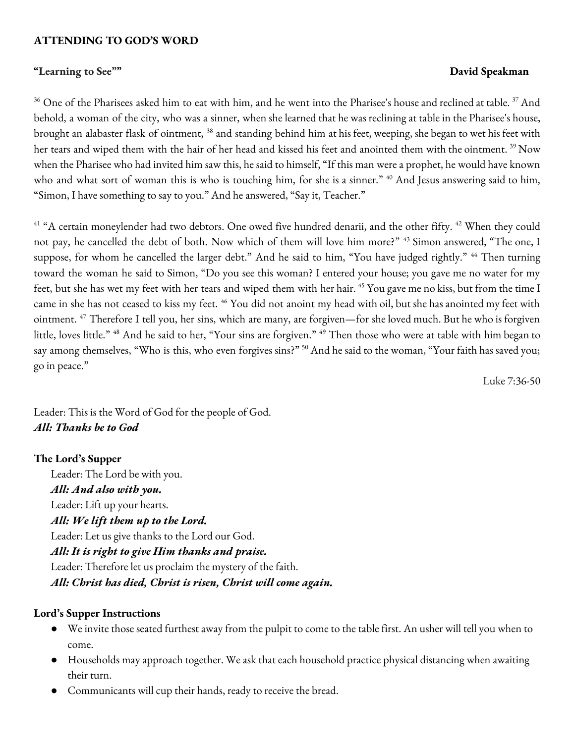**ATTENDING TO GOD'S WORD**

**"Learning to See""** **David Speakman**

[36] One of the Pharisees asked him to eat with him, and he went into the Pharisee's house and reclined at table. [37] And behold, a woman of the city, who was a sinner, when she learned that he was reclining at table in the Pharisee's house, brought an alabaster flask of ointment, [38] and standing behind him at his feet, weeping, she began to wet his feet with her tears and wiped them with the hair of her head and kissed his feet and anointed them with the ointment. [39] Now when the Pharisee who had invited him saw this, he said to himself, "If this man were a prophet, he would have known who and what sort of woman this is who is touching him, for she is a sinner." [40] And Jesus answering said to him, "Simon, I have something to say to you." And he answered, "Say it, Teacher."

[41] "A certain moneylender had two debtors. One owed five hundred denarii, and the other fifty. [42] When they could not pay, he cancelled the debt of both. Now which of them will love him more?" [43] Simon answered, "The one, I suppose, for whom he cancelled the larger debt." And he said to him, "You have judged rightly." [44] Then turning toward the woman he said to Simon, "Do you see this woman? I entered your house; you gave me no water for my feet, but she has wet my feet with her tears and wiped them with her hair. [45] You gave me no kiss, but from the time I came in she has not ceased to kiss my feet. [46] You did not anoint my head with oil, but she has anointed my feet with ointment. [47] Therefore I tell you, her sins, which are many, are forgiven—for she loved much. But he who is forgiven little, loves little." [48] And he said to her, "Your sins are forgiven." [49] Then those who were at table with him began to say among themselves, "Who is this, who even forgives sins?" [50] And he said to the woman, "Your faith has saved you; go in peace."

Luke 7:36-50

Leader: This is the Word of God for the people of God.
***All: Thanks be to God***

**The Lord's Supper**

Leader: The Lord be with you.
***All: And also with you.***
Leader: Lift up your hearts.
***All: We lift them up to the Lord.***
Leader: Let us give thanks to the Lord our God.
***All: It is right to give Him thanks and praise.***
Leader: Therefore let us proclaim the mystery of the faith.
***All: Christ has died, Christ is risen, Christ will come again.***

**Lord's Supper Instructions**

- We invite those seated furthest away from the pulpit to come to the table first. An usher will tell you when to come.
- Households may approach together. We ask that each household practice physical distancing when awaiting their turn.
- Communicants will cup their hands, ready to receive the bread.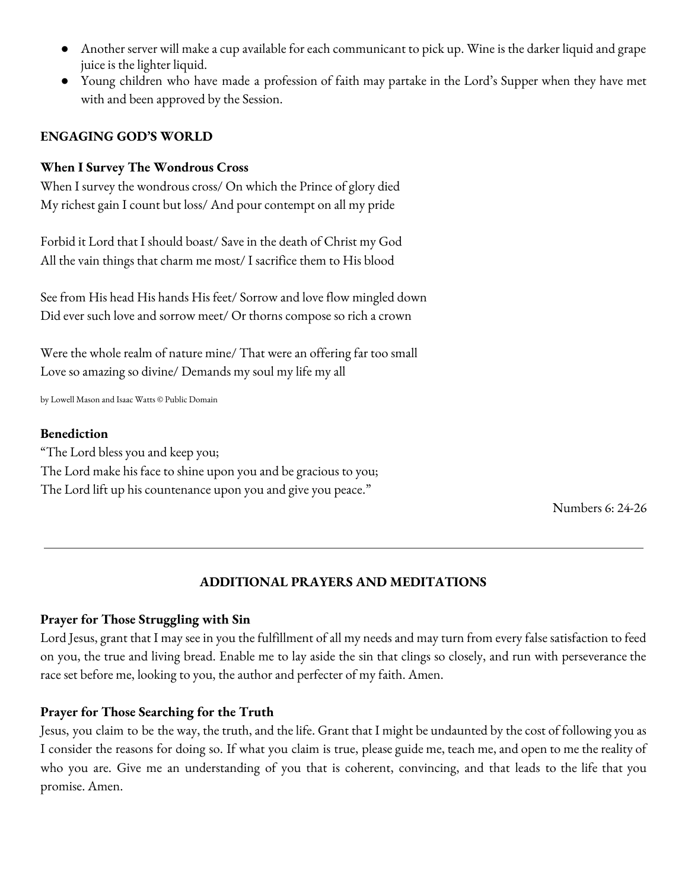- Another server will make a cup available for each communicant to pick up. Wine is the darker liquid and grape juice is the lighter liquid.
- Young children who have made a profession of faith may partake in the Lord's Supper when they have met with and been approved by the Session.

## ENGAGING GOD'S WORLD

### When I Survey The Wondrous Cross

When I survey the wondrous cross/ On which the Prince of glory died
My richest gain I count but loss/ And pour contempt on all my pride

Forbid it Lord that I should boast/ Save in the death of Christ my God
All the vain things that charm me most/ I sacrifice them to His blood

See from His head His hands His feet/ Sorrow and love flow mingled down
Did ever such love and sorrow meet/ Or thorns compose so rich a crown

Were the whole realm of nature mine/ That were an offering far too small
Love so amazing so divine/ Demands my soul my life my all

by Lowell Mason and Isaac Watts © Public Domain

### Benediction

"The Lord bless you and keep you;
The Lord make his face to shine upon you and be gracious to you;
The Lord lift up his countenance upon you and give you peace."

Numbers 6: 24-26

---

## ADDITIONAL PRAYERS AND MEDITATIONS

### Prayer for Those Struggling with Sin

Lord Jesus, grant that I may see in you the fulfillment of all my needs and may turn from every false satisfaction to feed on you, the true and living bread. Enable me to lay aside the sin that clings so closely, and run with perseverance the race set before me, looking to you, the author and perfecter of my faith. Amen.

### Prayer for Those Searching for the Truth

Jesus, you claim to be the way, the truth, and the life. Grant that I might be undaunted by the cost of following you as I consider the reasons for doing so. If what you claim is true, please guide me, teach me, and open to me the reality of who you are. Give me an understanding of you that is coherent, convincing, and that leads to the life that you promise. Amen.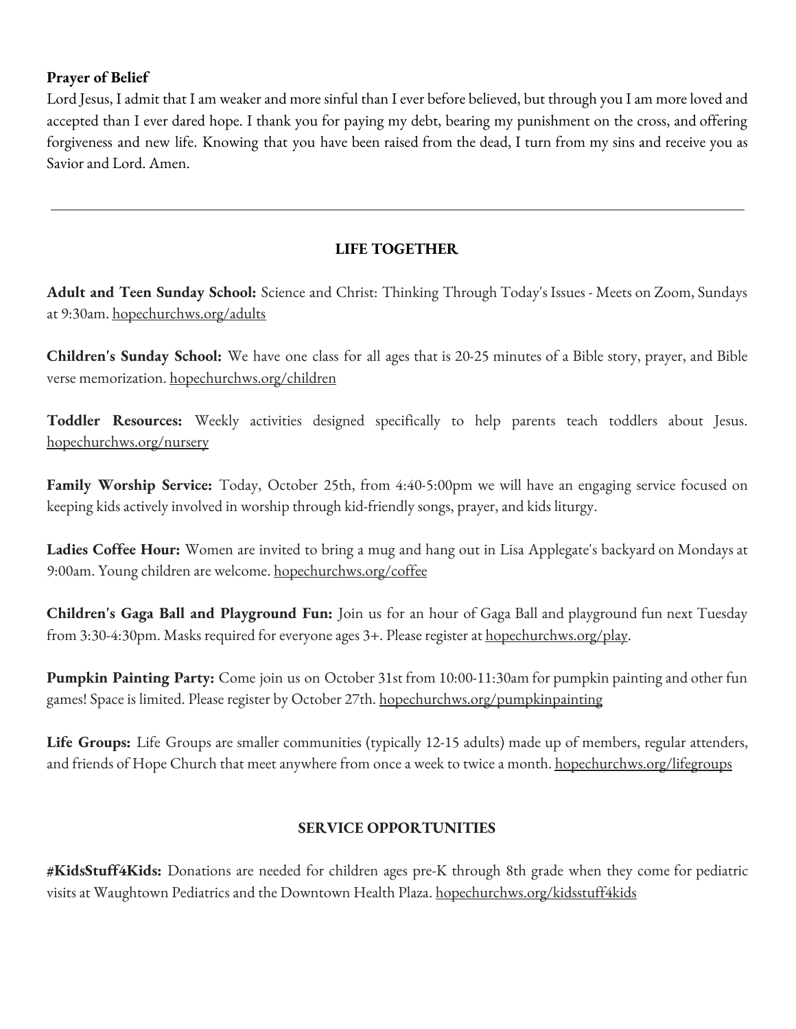**Prayer of Belief**

Lord Jesus, I admit that I am weaker and more sinful than I ever before believed, but through you I am more loved and accepted than I ever dared hope. I thank you for paying my debt, bearing my punishment on the cross, and offering forgiveness and new life. Knowing that you have been raised from the dead, I turn from my sins and receive you as Savior and Lord. Amen.

---

## LIFE TOGETHER

**Adult and Teen Sunday School:** Science and Christ: Thinking Through Today's Issues - Meets on Zoom, Sundays at 9:30am. hopechurchws.org/adults

**Children's Sunday School:** We have one class for all ages that is 20-25 minutes of a Bible story, prayer, and Bible verse memorization. hopechurchws.org/children

**Toddler Resources:** Weekly activities designed specifically to help parents teach toddlers about Jesus. hopechurchws.org/nursery

**Family Worship Service:** Today, October 25th, from 4:40-5:00pm we will have an engaging service focused on keeping kids actively involved in worship through kid-friendly songs, prayer, and kids liturgy.

**Ladies Coffee Hour:** Women are invited to bring a mug and hang out in Lisa Applegate's backyard on Mondays at 9:00am. Young children are welcome. hopechurchws.org/coffee

**Children's Gaga Ball and Playground Fun:** Join us for an hour of Gaga Ball and playground fun next Tuesday from 3:30-4:30pm. Masks required for everyone ages 3+. Please register at hopechurchws.org/play.

**Pumpkin Painting Party:** Come join us on October 31st from 10:00-11:30am for pumpkin painting and other fun games! Space is limited. Please register by October 27th. hopechurchws.org/pumpkinpainting

**Life Groups:** Life Groups are smaller communities (typically 12-15 adults) made up of members, regular attenders, and friends of Hope Church that meet anywhere from once a week to twice a month. hopechurchws.org/lifegroups

## SERVICE OPPORTUNITIES

**#KidsStuff4Kids:** Donations are needed for children ages pre-K through 8th grade when they come for pediatric visits at Waughtown Pediatrics and the Downtown Health Plaza. hopechurchws.org/kidsstuff4kids